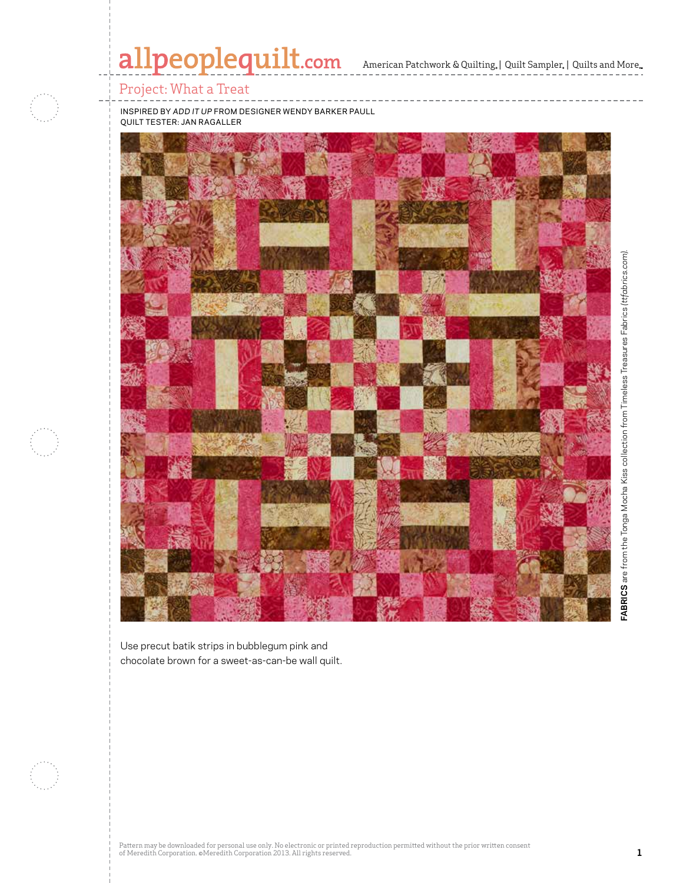# Project: What a Treat

INSPIRED BY *ADD IT UP* FROM DESIGNER WENDY BARKER PAULL
QUILT TESTER: JAN RAGALLER

**FABRICS** are from the Tonga Mocha Kiss collection from Timeless Treasures Fabrics *(ttfabrics.com)*.

Use precut batik strips in bubblegum pink and chocolate brown for a sweet-as-can-be wall quilt.

Pattern may be downloaded for personal use only. No electronic or printed reproduction permitted without the prior written consent of Meredith Corporation. ©Meredith Corporation 2013. All rights reserved.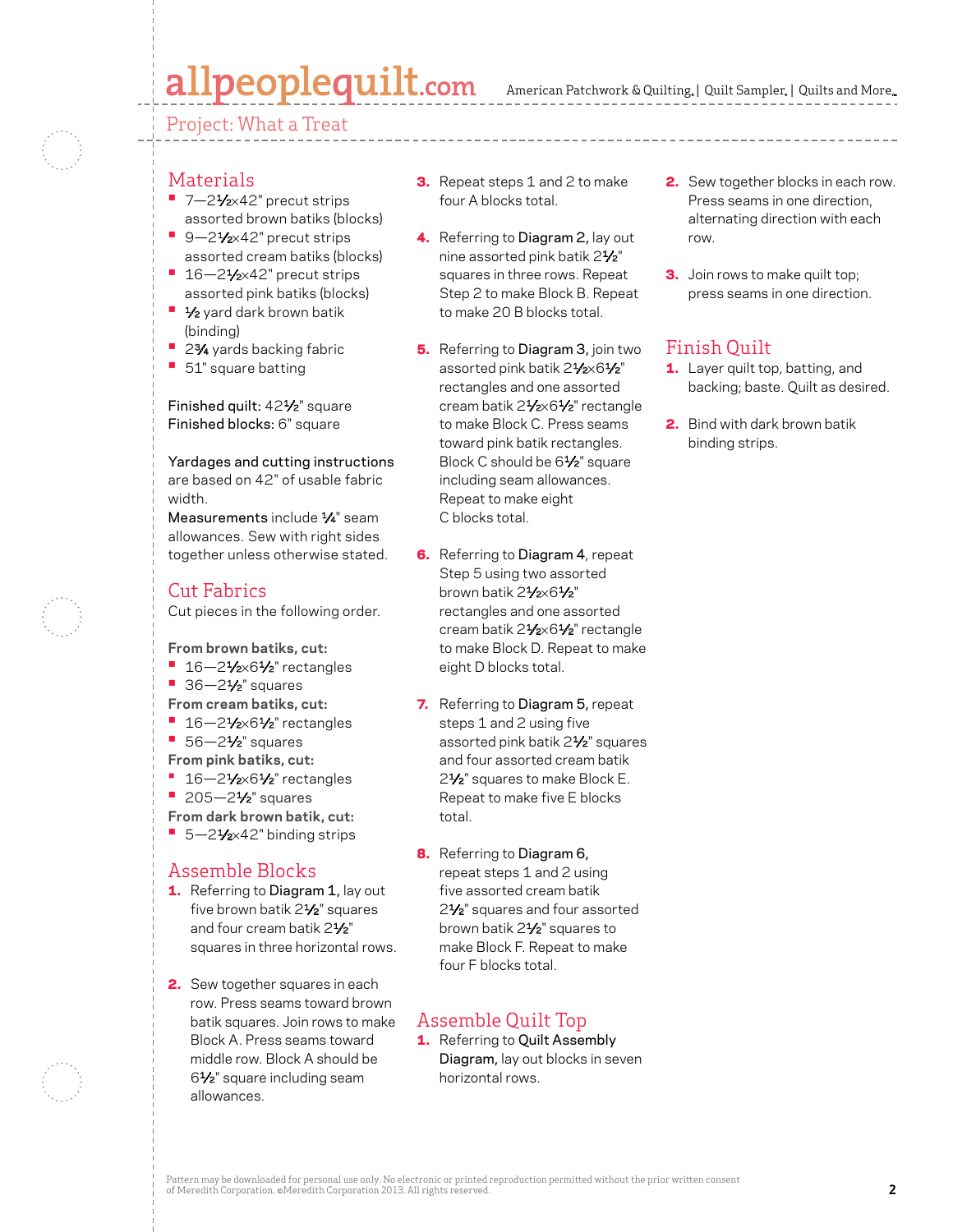## Project: What a Treat

## Materials

- 7—2½×42" precut strips assorted brown batiks (blocks)
- 9—2½×42" precut strips assorted cream batiks (blocks)
- 16—2½×42" precut strips assorted pink batiks (blocks)
- ½ yard dark brown batik (binding)
- 2¾ yards backing fabric
- 51" square batting

**Finished quilt:** 42½" square
**Finished blocks:** 6" square

**Yardages and cutting instructions** are based on 42" of usable fabric width.
**Measurements** include ¼" seam allowances. Sew with right sides together unless otherwise stated.

## Cut Fabrics

Cut pieces in the following order.

**From brown batiks, cut:**
- 16—2½×6½" rectangles
- 36—2½" squares

**From cream batiks, cut:**
- 16—2½×6½" rectangles
- 56—2½" squares

**From pink batiks, cut:**
- 16—2½×6½" rectangles
- 205—2½" squares

**From dark brown batik, cut:**
- 5—2½×42" binding strips

## Assemble Blocks

1. Referring to **Diagram 1,** lay out five brown batik 2½" squares and four cream batik 2½" squares in three horizontal rows.
2. Sew together squares in each row. Press seams toward brown batik squares. Join rows to make Block A. Press seams toward middle row. Block A should be 6½" square including seam allowances.
3. Repeat steps 1 and 2 to make four A blocks total.
4. Referring to **Diagram 2,** lay out nine assorted pink batik 2½" squares in three rows. Repeat Step 2 to make Block B. Repeat to make 20 B blocks total.
5. Referring to **Diagram 3,** join two assorted pink batik 2½×6½" rectangles and one assorted cream batik 2½×6½" rectangle to make Block C. Press seams toward pink batik rectangles. Block C should be 6½" square including seam allowances. Repeat to make eight C blocks total.
6. Referring to **Diagram 4,** repeat Step 5 using two assorted brown batik 2½×6½" rectangles and one assorted cream batik 2½×6½" rectangle to make Block D. Repeat to make eight D blocks total.
7. Referring to **Diagram 5,** repeat steps 1 and 2 using five assorted pink batik 2½" squares and four assorted cream batik 2½" squares to make Block E. Repeat to make five E blocks total.
8. Referring to **Diagram 6,** repeat steps 1 and 2 using five assorted cream batik 2½" squares and four assorted brown batik 2½" squares to make Block F. Repeat to make four F blocks total.

## Assemble Quilt Top

1. Referring to **Quilt Assembly Diagram,** lay out blocks in seven horizontal rows.
2. Sew together blocks in each row. Press seams in one direction, alternating direction with each row.
3. Join rows to make quilt top; press seams in one direction.

## Finish Quilt

1. Layer quilt top, batting, and backing; baste. Quilt as desired.
2. Bind with dark brown batik binding strips.

Pattern may be downloaded for personal use only. No electronic or printed reproduction permitted without the prior written consent of Meredith Corporation. ©Meredith Corporation 2013. All rights reserved.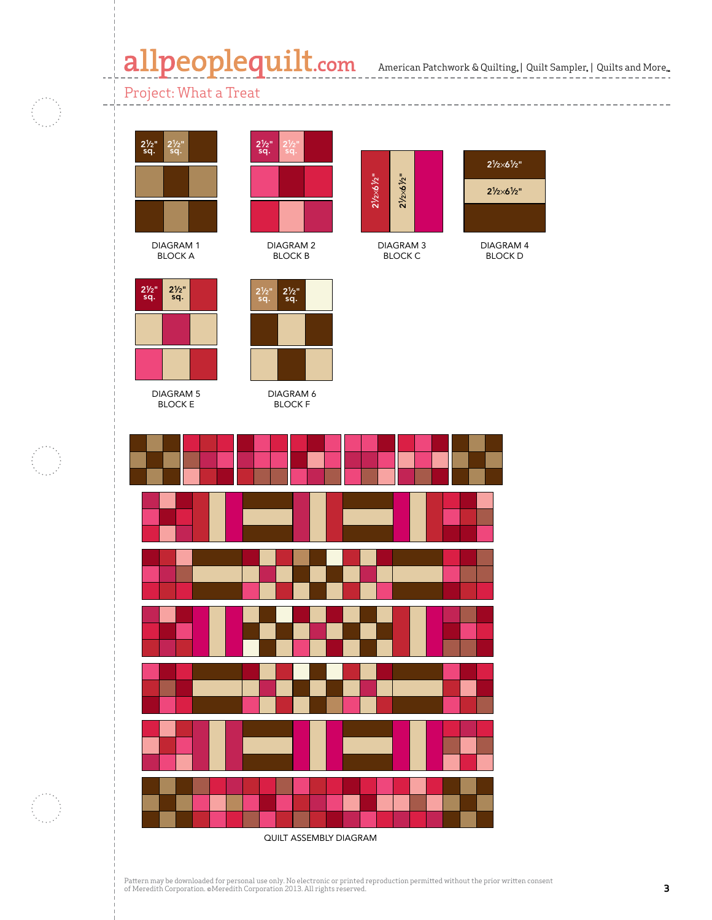Project: What a Treat

2½" sq.
2½" sq.

DIAGRAM 1
BLOCK A

2½" sq.
2½" sq.

DIAGRAM 2
BLOCK B

2½×6½"
2½×6½"

DIAGRAM 3
BLOCK C

2½×6½"
2½×6½"

DIAGRAM 4
BLOCK D

2½" sq.
2½" sq.

DIAGRAM 5
BLOCK E

2½" sq.
2½" sq.

DIAGRAM 6
BLOCK F

QUILT ASSEMBLY DIAGRAM

Pattern may be downloaded for personal use only. No electronic or printed reproduction permitted without the prior written consent of Meredith Corporation. ©Meredith Corporation 2013. All rights reserved.